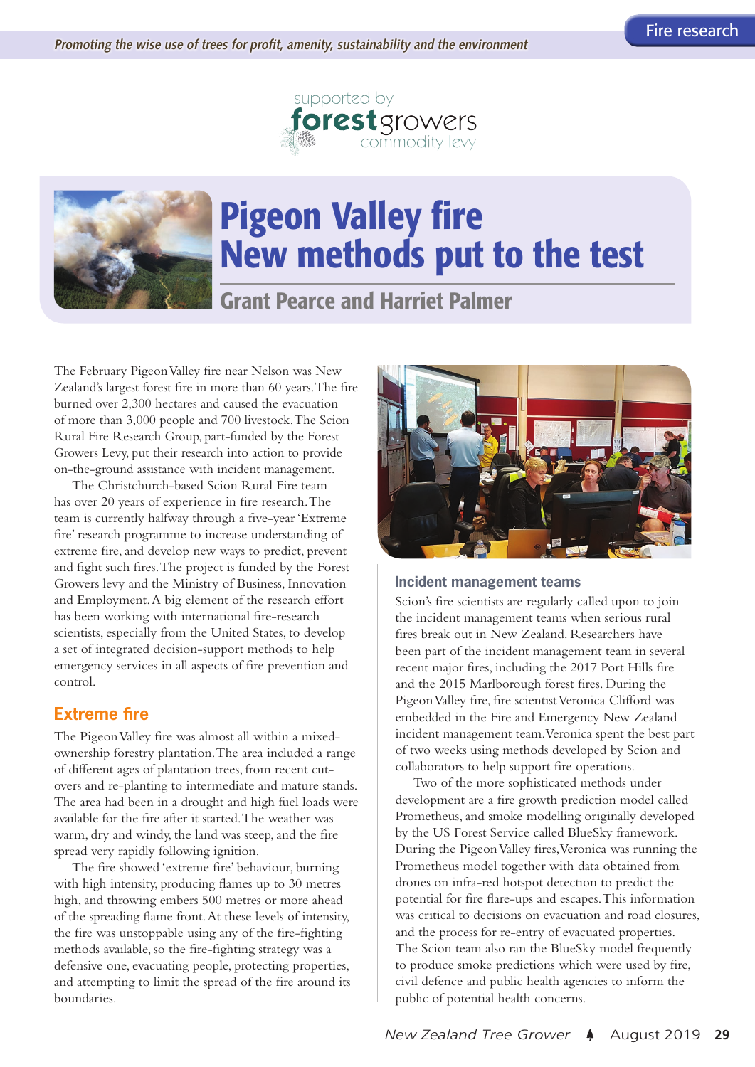supported by forestgrowers commodity levy

# Pigeon Valley fire
# New methods put to the test

## Grant Pearce and Harriet Palmer

The February Pigeon Valley fire near Nelson was New Zealand's largest forest fire in more than 60 years. The fire burned over 2,300 hectares and caused the evacuation of more than 3,000 people and 700 livestock. The Scion Rural Fire Research Group, part-funded by the Forest Growers Levy, put their research into action to provide on-the-ground assistance with incident management.

The Christchurch-based Scion Rural Fire team has over 20 years of experience in fire research. The team is currently halfway through a five-year 'Extreme fire' research programme to increase understanding of extreme fire, and develop new ways to predict, prevent and fight such fires. The project is funded by the Forest Growers Levy and the Ministry of Business, Innovation and Employment. A big element of the research effort has been working with international fire-research scientists, especially from the United States, to develop a set of integrated decision-support methods to help emergency services in all aspects of fire prevention and control.

### Extreme fire

The Pigeon Valley fire was almost all within a mixed-ownership forestry plantation. The area included a range of different ages of plantation trees, from recent cut-overs and re-planting to intermediate and mature stands. The area had been in a drought and high fuel loads were available for the fire after it started. The weather was warm, dry and windy, the land was steep, and the fire spread very rapidly following ignition.

The fire showed 'extreme fire' behaviour, burning with high intensity, producing flames up to 30 metres high, and throwing embers 500 metres or more ahead of the spreading flame front. At these levels of intensity, the fire was unstoppable using any of the fire-fighting methods available, so the fire-fighting strategy was a defensive one, evacuating people, protecting properties, and attempting to limit the spread of the fire around its boundaries.

### Incident management teams

Scion's fire scientists are regularly called upon to join the incident management teams when serious rural fires break out in New Zealand. Researchers have been part of the incident management team in several recent major fires, including the 2017 Port Hills fire and the 2015 Marlborough forest fires. During the Pigeon Valley fire, fire scientist Veronica Clifford was embedded in the Fire and Emergency New Zealand incident management team. Veronica spent the best part of two weeks using methods developed by Scion and collaborators to help support fire operations.

Two of the more sophisticated methods under development are a fire growth prediction model called Prometheus, and smoke modelling originally developed by the US Forest Service called BlueSky framework. During the Pigeon Valley fires, Veronica was running the Prometheus model together with data obtained from drones on infra-red hotspot detection to predict the potential for fire flare-ups and escapes. This information was critical to decisions on evacuation and road closures, and the process for re-entry of evacuated properties. The Scion team also ran the BlueSky model frequently to produce smoke predictions which were used by fire, civil defence and public health agencies to inform the public of potential health concerns.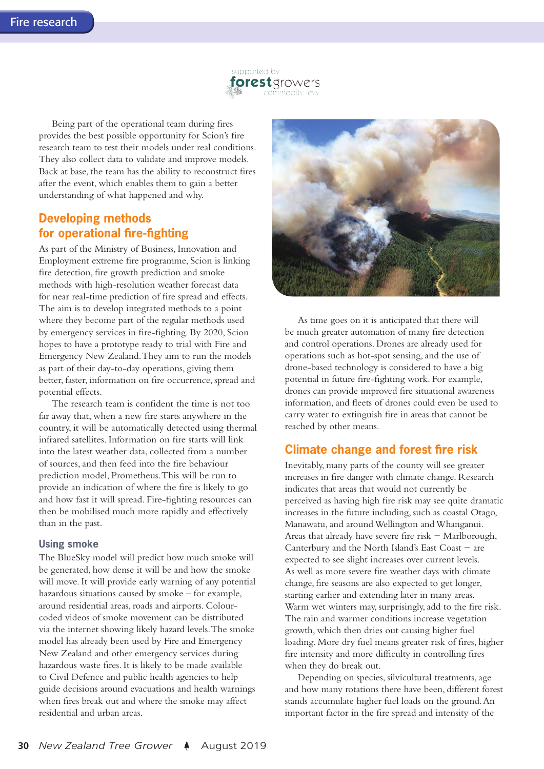supported by forestgrowers commodity levy

Being part of the operational team during fires provides the best possible opportunity for Scion's fire research team to test their models under real conditions. They also collect data to validate and improve models. Back at base, the team has the ability to reconstruct fires after the event, which enables them to gain a better understanding of what happened and why.

## Developing methods for operational fire-fighting

As part of the Ministry of Business, Innovation and Employment extreme fire programme, Scion is linking fire detection, fire growth prediction and smoke methods with high-resolution weather forecast data for near real-time prediction of fire spread and effects. The aim is to develop integrated methods to a point where they become part of the regular methods used by emergency services in fire-fighting. By 2020, Scion hopes to have a prototype ready to trial with Fire and Emergency New Zealand. They aim to run the models as part of their day-to-day operations, giving them better, faster, information on fire occurrence, spread and potential effects.

The research team is confident the time is not too far away that, when a new fire starts anywhere in the country, it will be automatically detected using thermal infrared satellites. Information on fire starts will link into the latest weather data, collected from a number of sources, and then feed into the fire behaviour prediction model, Prometheus. This will be run to provide an indication of where the fire is likely to go and how fast it will spread. Fire-fighting resources can then be mobilised much more rapidly and effectively than in the past.

### Using smoke

The BlueSky model will predict how much smoke will be generated, how dense it will be and how the smoke will move. It will provide early warning of any potential hazardous situations caused by smoke – for example, around residential areas, roads and airports. Colour-coded videos of smoke movement can be distributed via the internet showing likely hazard levels. The smoke model has already been used by Fire and Emergency New Zealand and other emergency services during hazardous waste fires. It is likely to be made available to Civil Defence and public health agencies to help guide decisions around evacuations and health warnings when fires break out and where the smoke may affect residential and urban areas.

As time goes on it is anticipated that there will be much greater automation of many fire detection and control operations. Drones are already used for operations such as hot-spot sensing, and the use of drone-based technology is considered to have a big potential in future fire-fighting work. For example, drones can provide improved fire situational awareness information, and fleets of drones could even be used to carry water to extinguish fire in areas that cannot be reached by other means.

## Climate change and forest fire risk

Inevitably, many parts of the county will see greater increases in fire danger with climate change. Research indicates that areas that would not currently be perceived as having high fire risk may see quite dramatic increases in the future including, such as coastal Otago, Manawatu, and around Wellington and Whanganui. Areas that already have severe fire risk – Marlborough, Canterbury and the North Island's East Coast – are expected to see slight increases over current levels. As well as more severe fire weather days with climate change, fire seasons are also expected to get longer, starting earlier and extending later in many areas. Warm wet winters may, surprisingly, add to the fire risk. The rain and warmer conditions increase vegetation growth, which then dries out causing higher fuel loading. More dry fuel means greater risk of fires, higher fire intensity and more difficulty in controlling fires when they do break out.

Depending on species, silvicultural treatments, age and how many rotations there have been, different forest stands accumulate higher fuel loads on the ground. An important factor in the fire spread and intensity of the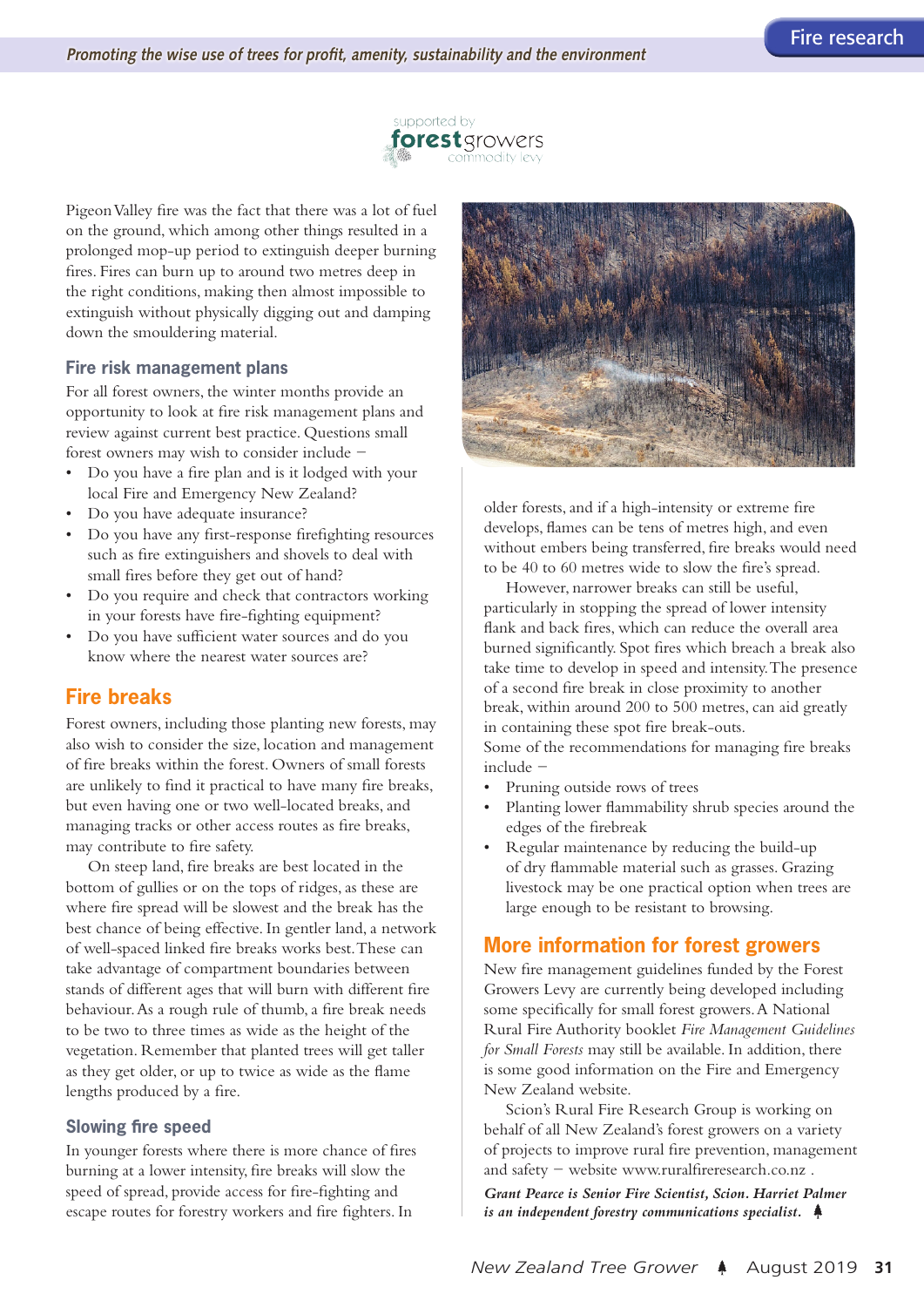Pigeon Valley fire was the fact that there was a lot of fuel on the ground, which among other things resulted in a prolonged mop-up period to extinguish deeper burning fires. Fires can burn up to around two metres deep in the right conditions, making then almost impossible to extinguish without physically digging out and damping down the smouldering material.

### Fire risk management plans

For all forest owners, the winter months provide an opportunity to look at fire risk management plans and review against current best practice. Questions small forest owners may wish to consider include –

- Do you have a fire plan and is it lodged with your local Fire and Emergency New Zealand?
- Do you have adequate insurance?
- Do you have any first-response firefighting resources such as fire extinguishers and shovels to deal with small fires before they get out of hand?
- Do you require and check that contractors working in your forests have fire-fighting equipment?
- Do you have sufficient water sources and do you know where the nearest water sources are?

## Fire breaks

Forest owners, including those planting new forests, may also wish to consider the size, location and management of fire breaks within the forest. Owners of small forests are unlikely to find it practical to have many fire breaks, but even having one or two well-located breaks, and managing tracks or other access routes as fire breaks, may contribute to fire safety.

On steep land, fire breaks are best located in the bottom of gullies or on the tops of ridges, as these are where fire spread will be slowest and the break has the best chance of being effective. In gentler land, a network of well-spaced linked fire breaks works best. These can take advantage of compartment boundaries between stands of different ages that will burn with different fire behaviour. As a rough rule of thumb, a fire break needs to be two to three times as wide as the height of the vegetation. Remember that planted trees will get taller as they get older, or up to twice as wide as the flame lengths produced by a fire.

### Slowing fire speed

In younger forests where there is more chance of fires burning at a lower intensity, fire breaks will slow the speed of spread, provide access for fire-fighting and escape routes for forestry workers and fire fighters. In older forests, and if a high-intensity or extreme fire develops, flames can be tens of metres high, and even without embers being transferred, fire breaks would need to be 40 to 60 metres wide to slow the fire's spread.

However, narrower breaks can still be useful, particularly in stopping the spread of lower intensity flank and back fires, which can reduce the overall area burned significantly. Spot fires which breach a break also take time to develop in speed and intensity. The presence of a second fire break in close proximity to another break, within around 200 to 500 metres, can aid greatly in containing these spot fire break-outs.

Some of the recommendations for managing fire breaks include –

- Pruning outside rows of trees
- Planting lower flammability shrub species around the edges of the firebreak
- Regular maintenance by reducing the build-up of dry flammable material such as grasses. Grazing livestock may be one practical option when trees are large enough to be resistant to browsing.

## More information for forest growers

New fire management guidelines funded by the Forest Growers Levy are currently being developed including some specifically for small forest growers. A National Rural Fire Authority booklet *Fire Management Guidelines for Small Forests* may still be available. In addition, there is some good information on the Fire and Emergency New Zealand website.

Scion's Rural Fire Research Group is working on behalf of all New Zealand's forest growers on a variety of projects to improve rural fire prevention, management and safety – website www.ruralfireresearch.co.nz .

***Grant Pearce is Senior Fire Scientist, Scion. Harriet Palmer is an independent forestry communications specialist.***